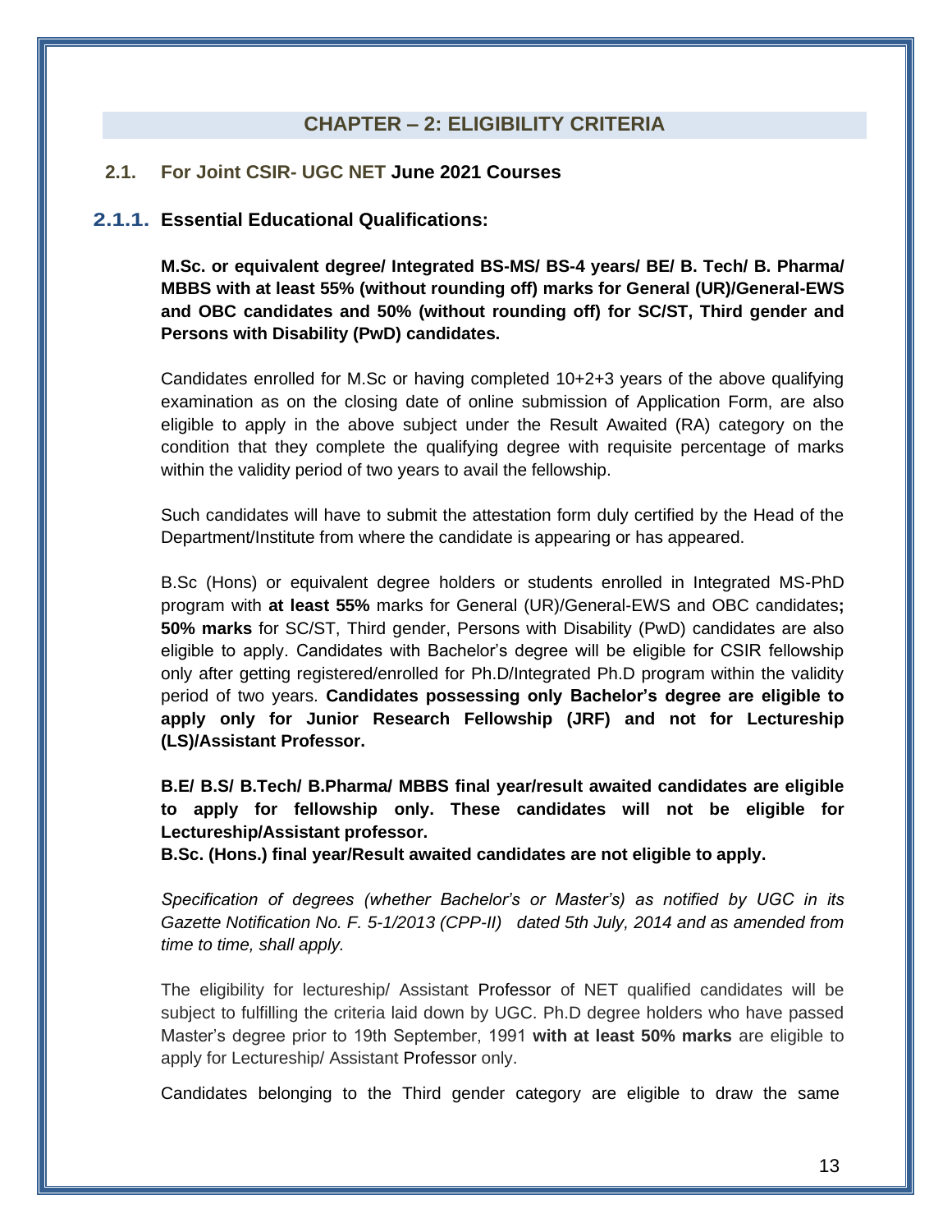# CHAPTER – 2: ELIGIBILITY CRITERIA

## 2.1. For Joint CSIR- UGC NET June 2021 Courses

### 2.1.1. Essential Educational Qualifications:

**M.Sc. or equivalent degree/ Integrated BS-MS/ BS-4 years/ BE/ B. Tech/ B. Pharma/ MBBS with at least 55% (without rounding off) marks for General (UR)/General-EWS and OBC candidates and 50% (without rounding off) for SC/ST, Third gender and Persons with Disability (PwD) candidates.**

Candidates enrolled for M.Sc or having completed 10+2+3 years of the above qualifying examination as on the closing date of online submission of Application Form, are also eligible to apply in the above subject under the Result Awaited (RA) category on the condition that they complete the qualifying degree with requisite percentage of marks within the validity period of two years to avail the fellowship.

Such candidates will have to submit the attestation form duly certified by the Head of the Department/Institute from where the candidate is appearing or has appeared.

B.Sc (Hons) or equivalent degree holders or students enrolled in Integrated MS-PhD program with **at least 55%** marks for General (UR)/General-EWS and OBC candidates**; 50% marks** for SC/ST, Third gender, Persons with Disability (PwD) candidates are also eligible to apply. Candidates with Bachelor's degree will be eligible for CSIR fellowship only after getting registered/enrolled for Ph.D/Integrated Ph.D program within the validity period of two years. **Candidates possessing only Bachelor's degree are eligible to apply only for Junior Research Fellowship (JRF) and not for Lectureship (LS)/Assistant Professor.**

**B.E/ B.S/ B.Tech/ B.Pharma/ MBBS final year/result awaited candidates are eligible to apply for fellowship only. These candidates will not be eligible for Lectureship/Assistant professor.**

**B.Sc. (Hons.) final year/Result awaited candidates are not eligible to apply.**

*Specification of degrees (whether Bachelor's or Master's) as notified by UGC in its Gazette Notification No. F. 5-1/2013 (CPP-II) dated 5th July, 2014 and as amended from time to time, shall apply.*

The eligibility for lectureship/ Assistant Professor of NET qualified candidates will be subject to fulfilling the criteria laid down by UGC. Ph.D degree holders who have passed Master's degree prior to 19th September, 1991 **with at least 50% marks** are eligible to apply for Lectureship/ Assistant Professor only.

Candidates belonging to the Third gender category are eligible to draw the same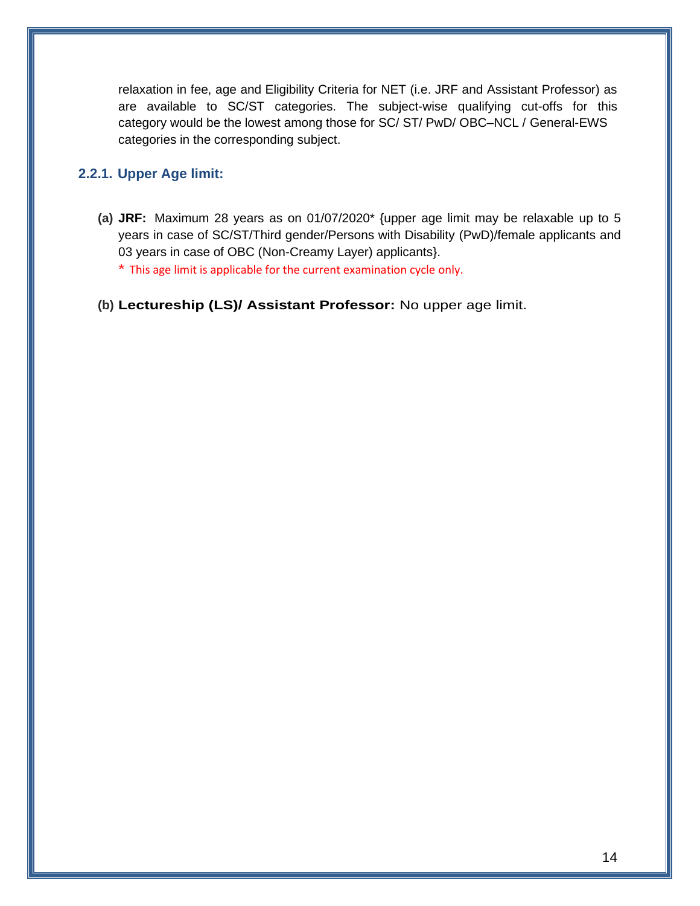relaxation in fee, age and Eligibility Criteria for NET (i.e. JRF and Assistant Professor) as are available to SC/ST categories. The subject-wise qualifying cut-offs for this category would be the lowest among those for SC/ ST/ PwD/ OBC–NCL / General-EWS categories in the corresponding subject.

### 2.2.1. Upper Age limit:

**(a) JRF:** Maximum 28 years as on 01/07/2020* {upper age limit may be relaxable up to 5 years in case of SC/ST/Third gender/Persons with Disability (PwD)/female applicants and 03 years in case of OBC (Non-Creamy Layer) applicants}.

\* This age limit is applicable for the current examination cycle only.

**(b) Lectureship (LS)/ Assistant Professor:** No upper age limit.